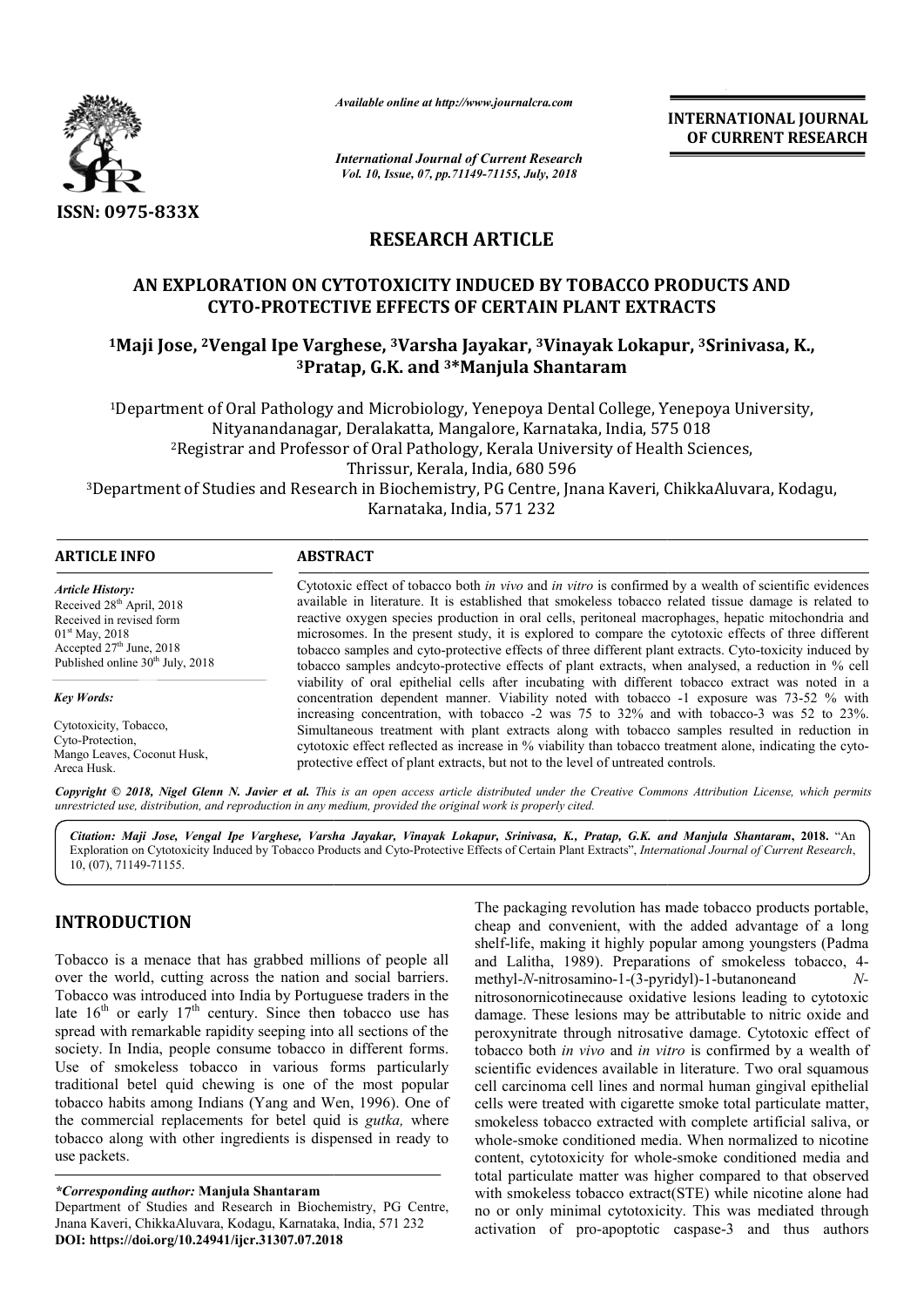*Available online at http://www.journalcra.com*

*International Journal of Current Research*
*Vol. 10, Issue, 07, pp.71149-71155, July, 2018*

**INTERNATIONAL JOURNAL OF CURRENT RESEARCH**

**ISSN: 0975-833X**

## RESEARCH ARTICLE

# AN EXPLORATION ON CYTOTOXICITY INDUCED BY TOBACCO PRODUCTS AND CYTO-PROTECTIVE EFFECTS OF CERTAIN PLANT EXTRACTS

**[1]Maji Jose, [2]Vengal Ipe Varghese, [3]Varsha Jayakar, [3]Vinayak Lokapur, [3]Srinivasa, K., [3]Pratap, G.K. and [3]*Manjula Shantaram**

[1]Department of Oral Pathology and Microbiology, Yenepoya Dental College, Yenepoya University, Nityanandanagar, Deralakatta, Mangalore, Karnataka, India, 575 018

[2]Registrar and Professor of Oral Pathology, Kerala University of Health Sciences, Thrissur, Kerala, India, 680 596

[3]Department of Studies and Research in Biochemistry, PG Centre, Jnana Kaveri, ChikkaAluvara, Kodagu, Karnataka, India, 571 232

### ARTICLE INFO

*Article History:*
Received 28th April, 2018
Received in revised form
01st May, 2018
Accepted 27th June, 2018
Published online 30th July, 2018

*Key Words:*
Cytotoxicity, Tobacco, Cyto-Protection, Mango Leaves, Coconut Husk, Areca Husk.

### ABSTRACT

Cytotoxic effect of tobacco both *in vivo* and *in vitro* is confirmed by a wealth of scientific evidences available in literature. It is established that smokeless tobacco related tissue damage is related to reactive oxygen species production in oral cells, peritoneal macrophages, hepatic mitochondria and microsomes. In the present study, it is explored to compare the cytotoxic effects of three different tobacco samples and cyto-protective effects of three different plant extracts. Cyto-toxicity induced by tobacco samples andcyto-protective effects of plant extracts, when analysed, a reduction in % cell viability of oral epithelial cells after incubating with different tobacco extract was noted in a concentration dependent manner. Viability noted with tobacco -1 exposure was 73-52 % with increasing concentration, with tobacco -2 was 75 to 32% and with tobacco-3 was 52 to 23%. Simultaneous treatment with plant extracts along with tobacco samples resulted in reduction in cytotoxic effect reflected as increase in % viability than tobacco treatment alone, indicating the cyto-protective effect of plant extracts, but not to the level of untreated controls.

*Copyright © 2018, Nigel Glenn N. Javier et al. This is an open access article distributed under the Creative Commons Attribution License, which permits unrestricted use, distribution, and reproduction in any medium, provided the original work is properly cited.*

*Citation: Maji Jose, Vengal Ipe Varghese, Varsha Jayakar, Vinayak Lokapur, Srinivasa, K., Pratap, G.K. and Manjula Shantaram,* **2018.** "An Exploration on Cytotoxicity Induced by Tobacco Products and Cyto-Protective Effects of Certain Plant Extracts", *International Journal of Current Research*, 10, (07), 71149-71155.

## INTRODUCTION

Tobacco is a menace that has grabbed millions of people all over the world, cutting across the nation and social barriers. Tobacco was introduced into India by Portuguese traders in the late 16th or early 17th century. Since then tobacco use has spread with remarkable rapidity seeping into all sections of the society. In India, people consume tobacco in different forms. Use of smokeless tobacco in various forms particularly traditional betel quid chewing is one of the most popular tobacco habits among Indians (Yang and Wen, 1996). One of the commercial replacements for betel quid is *gutka,* where tobacco along with other ingredients is dispensed in ready to use packets.

The packaging revolution has made tobacco products portable, cheap and convenient, with the added advantage of a long shelf-life, making it highly popular among youngsters (Padma and Lalitha, 1989). Preparations of smokeless tobacco, 4-methyl-*N*-nitrosamino-1-(3-pyridyl)-1-butanoneand *N*-nitrosonornicotinecause oxidative lesions leading to cytotoxic damage. These lesions may be attributable to nitric oxide and peroxynitrate through nitrosative damage. Cytotoxic effect of tobacco both *in vivo* and *in vitro* is confirmed by a wealth of scientific evidences available in literature. Two oral squamous cell carcinoma cell lines and normal human gingival epithelial cells were treated with cigarette smoke total particulate matter, smokeless tobacco extracted with complete artificial saliva, or whole-smoke conditioned media. When normalized to nicotine content, cytotoxicity for whole-smoke conditioned media and total particulate matter was higher compared to that observed with smokeless tobacco extract(STE) while nicotine alone had no or only minimal cytotoxicity. This was mediated through activation of pro-apoptotic caspase-3 and thus authors

*\*Corresponding author:* **Manjula Shantaram**
Department of Studies and Research in Biochemistry, PG Centre, Jnana Kaveri, ChikkaAluvara, Kodagu, Karnataka, India, 571 232
**DOI: https://doi.org/10.24941/ijcr.31307.07.2018**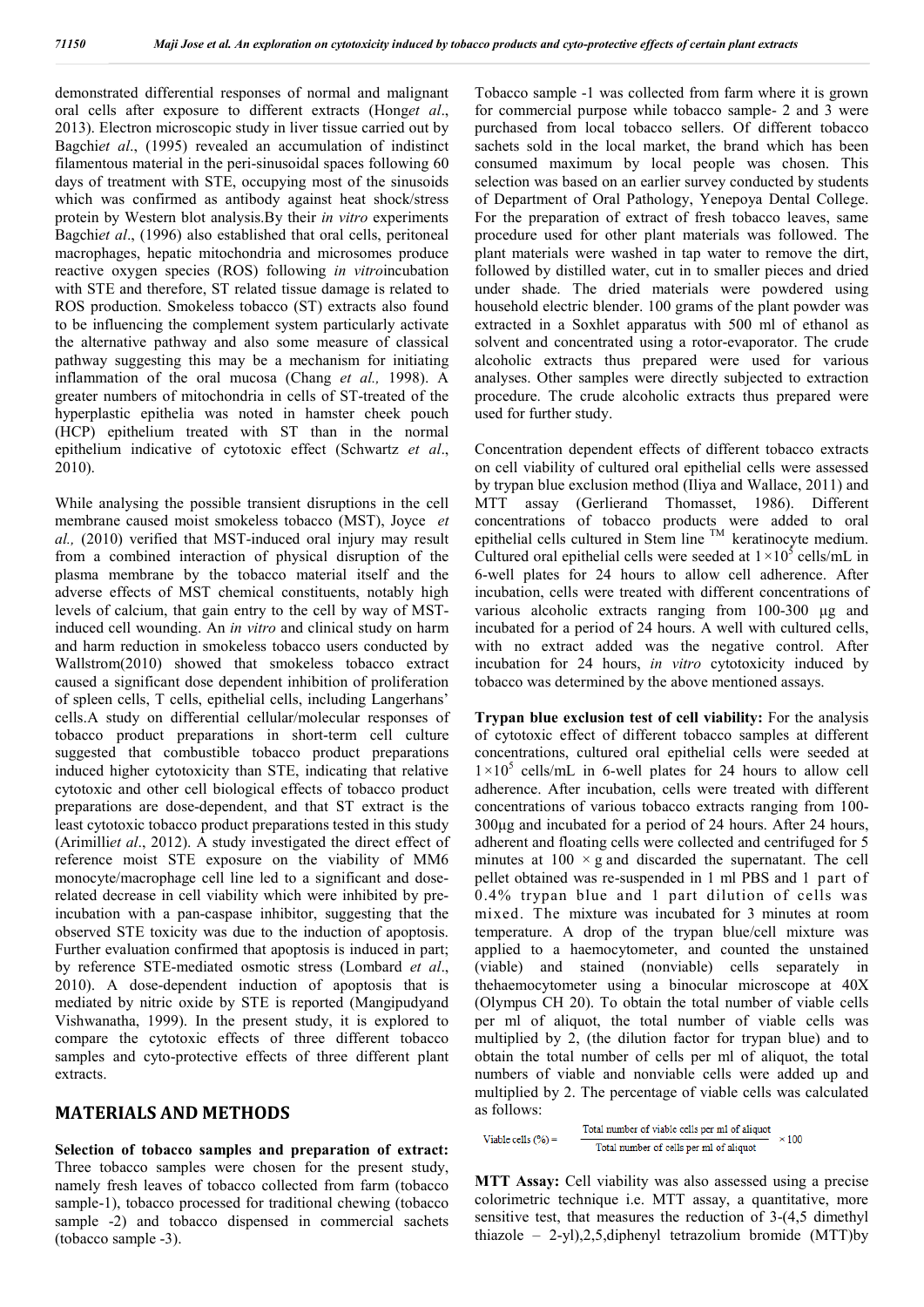demonstrated differential responses of normal and malignant oral cells after exposure to different extracts (Honget *al*., 2013). Electron microscopic study in liver tissue carried out by Bagchiet *al*., (1995) revealed an accumulation of indistinct filamentous material in the peri-sinusoidal spaces following 60 days of treatment with STE, occupying most of the sinusoids which was confirmed as antibody against heat shock/stress protein by Western blot analysis.By their *in vitro* experiments Bagchiet *al*., (1996) also established that oral cells, peritoneal macrophages, hepatic mitochondria and microsomes produce reactive oxygen species (ROS) following *in vitro*incubation with STE and therefore, ST related tissue damage is related to ROS production. Smokeless tobacco (ST) extracts also found to be influencing the complement system particularly activate the alternative pathway and also some measure of classical pathway suggesting this may be a mechanism for initiating inflammation of the oral mucosa (Chang *et al.,* 1998). A greater numbers of mitochondria in cells of ST-treated of the hyperplastic epithelia was noted in hamster cheek pouch (HCP) epithelium treated with ST than in the normal epithelium indicative of cytotoxic effect (Schwartz *et al*., 2010).

While analysing the possible transient disruptions in the cell membrane caused moist smokeless tobacco (MST), Joyce *et al.,* (2010) verified that MST-induced oral injury may result from a combined interaction of physical disruption of the plasma membrane by the tobacco material itself and the adverse effects of MST chemical constituents, notably high levels of calcium, that gain entry to the cell by way of MST-induced cell wounding. An *in vitro* and clinical study on harm and harm reduction in smokeless tobacco users conducted by Wallstrom(2010) showed that smokeless tobacco extract caused a significant dose dependent inhibition of proliferation of spleen cells, T cells, epithelial cells, including Langerhans' cells.A study on differential cellular/molecular responses of tobacco product preparations in short-term cell culture suggested that combustible tobacco product preparations induced higher cytotoxicity than STE, indicating that relative cytotoxic and other cell biological effects of tobacco product preparations are dose-dependent, and that ST extract is the least cytotoxic tobacco product preparations tested in this study (Arimilliet *al*., 2012). A study investigated the direct effect of reference moist STE exposure on the viability of MM6 monocyte/macrophage cell line led to a significant and dose-related decrease in cell viability which were inhibited by pre-incubation with a pan-caspase inhibitor, suggesting that the observed STE toxicity was due to the induction of apoptosis. Further evaluation confirmed that apoptosis is induced in part; by reference STE-mediated osmotic stress (Lombard *et al*., 2010). A dose-dependent induction of apoptosis that is mediated by nitric oxide by STE is reported (Mangipudyand Vishwanatha, 1999). In the present study, it is explored to compare the cytotoxic effects of three different tobacco samples and cyto-protective effects of three different plant extracts.

## MATERIALS AND METHODS

**Selection of tobacco samples and preparation of extract:** Three tobacco samples were chosen for the present study, namely fresh leaves of tobacco collected from farm (tobacco sample-1), tobacco processed for traditional chewing (tobacco sample -2) and tobacco dispensed in commercial sachets (tobacco sample -3).

Tobacco sample -1 was collected from farm where it is grown for commercial purpose while tobacco sample- 2 and 3 were purchased from local tobacco sellers. Of different tobacco sachets sold in the local market, the brand which has been consumed maximum by local people was chosen. This selection was based on an earlier survey conducted by students of Department of Oral Pathology, Yenepoya Dental College. For the preparation of extract of fresh tobacco leaves, same procedure used for other plant materials was followed. The plant materials were washed in tap water to remove the dirt, followed by distilled water, cut in to smaller pieces and dried under shade. The dried materials were powdered using household electric blender. 100 grams of the plant powder was extracted in a Soxhlet apparatus with 500 ml of ethanol as solvent and concentrated using a rotor-evaporator. The crude alcoholic extracts thus prepared were used for various analyses. Other samples were directly subjected to extraction procedure. The crude alcoholic extracts thus prepared were used for further study.

Concentration dependent effects of different tobacco extracts on cell viability of cultured oral epithelial cells were assessed by trypan blue exclusion method (Iliya and Wallace, 2011) and MTT assay (Gerlierand Thomasset, 1986). Different concentrations of tobacco products were added to oral epithelial cells cultured in Stem line ™ keratinocyte medium. Cultured oral epithelial cells were seeded at $1\times10^5$ cells/mL in 6-well plates for 24 hours to allow cell adherence. After incubation, cells were treated with different concentrations of various alcoholic extracts ranging from 100-300 µg and incubated for a period of 24 hours. A well with cultured cells, with no extract added was the negative control. After incubation for 24 hours, *in vitro* cytotoxicity induced by tobacco was determined by the above mentioned assays.

**Trypan blue exclusion test of cell viability:** For the analysis of cytotoxic effect of different tobacco samples at different concentrations, cultured oral epithelial cells were seeded at $1\times10^5$ cells/mL in 6-well plates for 24 hours to allow cell adherence. After incubation, cells were treated with different concentrations of various tobacco extracts ranging from 100-300µg and incubated for a period of 24 hours. After 24 hours, adherent and floating cells were collected and centrifuged for 5 minutes at 100 × g and discarded the supernatant. The cell pellet obtained was re-suspended in 1 ml PBS and 1 part of 0.4% trypan blue and 1 part dilution of cells was mixed. The mixture was incubated for 3 minutes at room temperature. A drop of the trypan blue/cell mixture was applied to a haemocytometer, and counted the unstained (viable) and stained (nonviable) cells separately in thehaemocytometer using a binocular microscope at 40X (Olympus CH 20). To obtain the total number of viable cells per ml of aliquot, the total number of viable cells was multiplied by 2, (the dilution factor for trypan blue) and to obtain the total number of cells per ml of aliquot, the total numbers of viable and nonviable cells were added up and multiplied by 2. The percentage of viable cells was calculated as follows:

$$\text{Viable cells (\%)} = \frac{\text{Total number of viable cells per ml of aliquot}}{\text{Total number of cells per ml of aliquot}} \times 100$$

**MTT Assay:** Cell viability was also assessed using a precise colorimetric technique i.e. MTT assay, a quantitative, more sensitive test, that measures the reduction of 3-(4,5 dimethyl thiazole – 2-yl),2,5,diphenyl tetrazolium bromide (MTT)by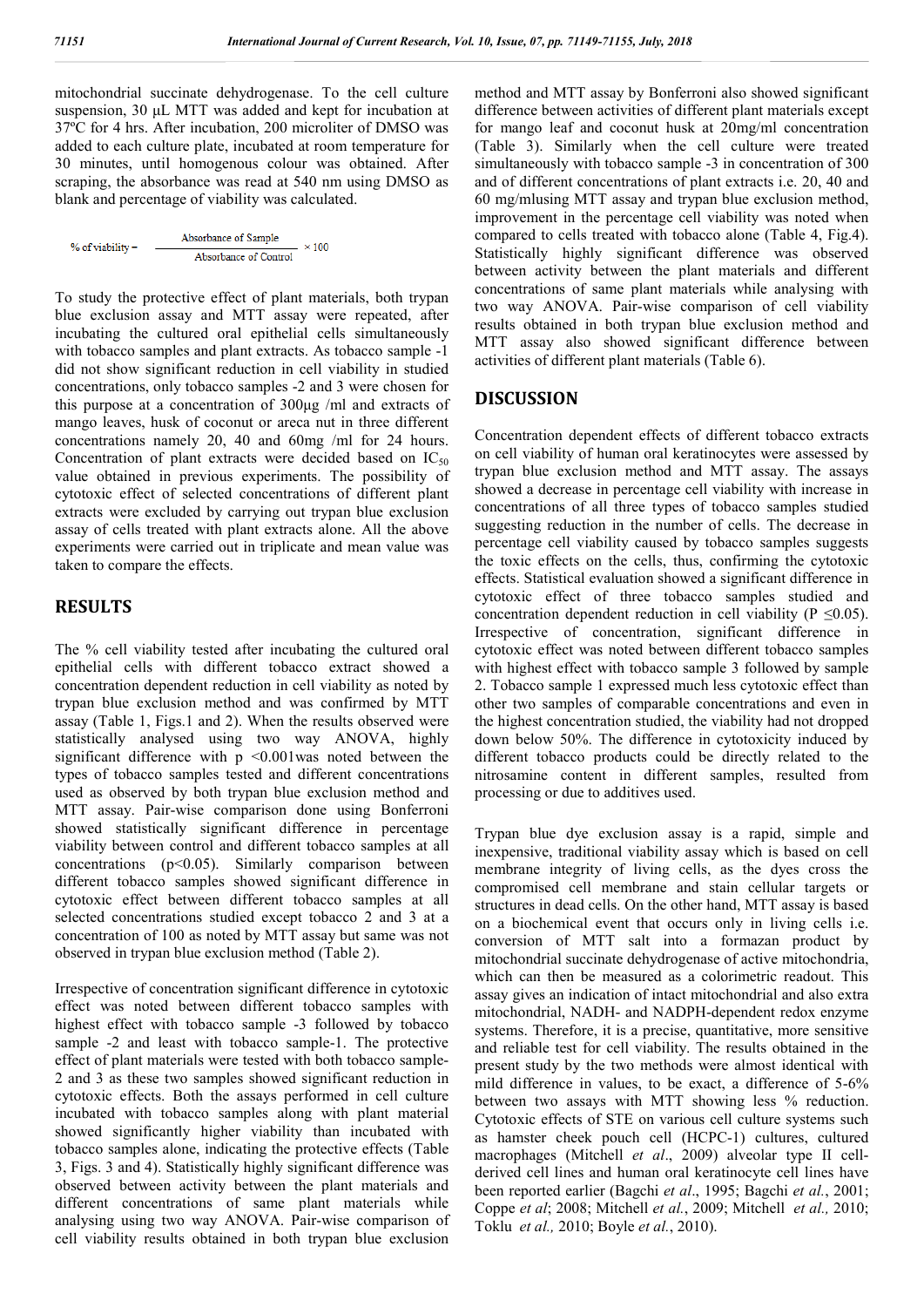mitochondrial succinate dehydrogenase. To the cell culture suspension, 30 μL MTT was added and kept for incubation at 37ºC for 4 hrs. After incubation, 200 microliter of DMSO was added to each culture plate, incubated at room temperature for 30 minutes, until homogenous colour was obtained. After scraping, the absorbance was read at 540 nm using DMSO as blank and percentage of viability was calculated.

$$\% \text{ of viability} = \frac{\text{Absorbance of Sample}}{\text{Absorbance of Control}} \times 100$$

To study the protective effect of plant materials, both trypan blue exclusion assay and MTT assay were repeated, after incubating the cultured oral epithelial cells simultaneously with tobacco samples and plant extracts. As tobacco sample -1 did not show significant reduction in cell viability in studied concentrations, only tobacco samples -2 and 3 were chosen for this purpose at a concentration of 300µg /ml and extracts of mango leaves, husk of coconut or areca nut in three different concentrations namely 20, 40 and 60mg /ml for 24 hours. Concentration of plant extracts were decided based on $IC_{50}$ value obtained in previous experiments. The possibility of cytotoxic effect of selected concentrations of different plant extracts were excluded by carrying out trypan blue exclusion assay of cells treated with plant extracts alone. All the above experiments were carried out in triplicate and mean value was taken to compare the effects.

## RESULTS

The % cell viability tested after incubating the cultured oral epithelial cells with different tobacco extract showed a concentration dependent reduction in cell viability as noted by trypan blue exclusion method and was confirmed by MTT assay (Table 1, Figs.1 and 2). When the results observed were statistically analysed using two way ANOVA, highly significant difference with $p < 0.001$was noted between the types of tobacco samples tested and different concentrations used as observed by both trypan blue exclusion method and MTT assay. Pair-wise comparison done using Bonferroni showed statistically significant difference in percentage viability between control and different tobacco samples at all concentrations ($p<0.05$). Similarly comparison between different tobacco samples showed significant difference in cytotoxic effect between different tobacco samples at all selected concentrations studied except tobacco 2 and 3 at a concentration of 100 as noted by MTT assay but same was not observed in trypan blue exclusion method (Table 2).

Irrespective of concentration significant difference in cytotoxic effect was noted between different tobacco samples with highest effect with tobacco sample -3 followed by tobacco sample -2 and least with tobacco sample-1. The protective effect of plant materials were tested with both tobacco sample-2 and 3 as these two samples showed significant reduction in cytotoxic effects. Both the assays performed in cell culture incubated with tobacco samples along with plant material showed significantly higher viability than incubated with tobacco samples alone, indicating the protective effects (Table 3, Figs. 3 and 4). Statistically highly significant difference was observed between activity between the plant materials and different concentrations of same plant materials while analysing using two way ANOVA. Pair-wise comparison of cell viability results obtained in both trypan blue exclusion method and MTT assay by Bonferroni also showed significant difference between activities of different plant materials except for mango leaf and coconut husk at 20mg/ml concentration (Table 3). Similarly when the cell culture were treated simultaneously with tobacco sample -3 in concentration of 300 and of different concentrations of plant extracts i.e. 20, 40 and 60 mg/mlusing MTT assay and trypan blue exclusion method, improvement in the percentage cell viability was noted when compared to cells treated with tobacco alone (Table 4, Fig.4). Statistically highly significant difference was observed between activity between the plant materials and different concentrations of same plant materials while analysing with two way ANOVA. Pair-wise comparison of cell viability results obtained in both trypan blue exclusion method and MTT assay also showed significant difference between activities of different plant materials (Table 6).

## DISCUSSION

Concentration dependent effects of different tobacco extracts on cell viability of human oral keratinocytes were assessed by trypan blue exclusion method and MTT assay. The assays showed a decrease in percentage cell viability with increase in concentrations of all three types of tobacco samples studied suggesting reduction in the number of cells. The decrease in percentage cell viability caused by tobacco samples suggests the toxic effects on the cells, thus, confirming the cytotoxic effects. Statistical evaluation showed a significant difference in cytotoxic effect of three tobacco samples studied and concentration dependent reduction in cell viability ($P \leq 0.05$). Irrespective of concentration, significant difference in cytotoxic effect was noted between different tobacco samples with highest effect with tobacco sample 3 followed by sample 2. Tobacco sample 1 expressed much less cytotoxic effect than other two samples of comparable concentrations and even in the highest concentration studied, the viability had not dropped down below 50%. The difference in cytotoxicity induced by different tobacco products could be directly related to the nitrosamine content in different samples, resulted from processing or due to additives used.

Trypan blue dye exclusion assay is a rapid, simple and inexpensive, traditional viability assay which is based on cell membrane integrity of living cells, as the dyes cross the compromised cell membrane and stain cellular targets or structures in dead cells. On the other hand, MTT assay is based on a biochemical event that occurs only in living cells i.e. conversion of MTT salt into a formazan product by mitochondrial succinate dehydrogenase of active mitochondria, which can then be measured as a colorimetric readout. This assay gives an indication of intact mitochondrial and also extra mitochondrial, NADH- and NADPH-dependent redox enzyme systems. Therefore, it is a precise, quantitative, more sensitive and reliable test for cell viability. The results obtained in the present study by the two methods were almost identical with mild difference in values, to be exact, a difference of 5-6% between two assays with MTT showing less % reduction. Cytotoxic effects of STE on various cell culture systems such as hamster cheek pouch cell (HCPC-1) cultures, cultured macrophages (Mitchell *et al*., 2009) alveolar type II cell-derived cell lines and human oral keratinocyte cell lines have been reported earlier (Bagchi *et al*., 1995; Bagchi *et al.*, 2001; Coppe *et al*; 2008; Mitchell *et al.*, 2009; Mitchell *et al.,* 2010; Toklu *et al.,* 2010; Boyle *et al.*, 2010).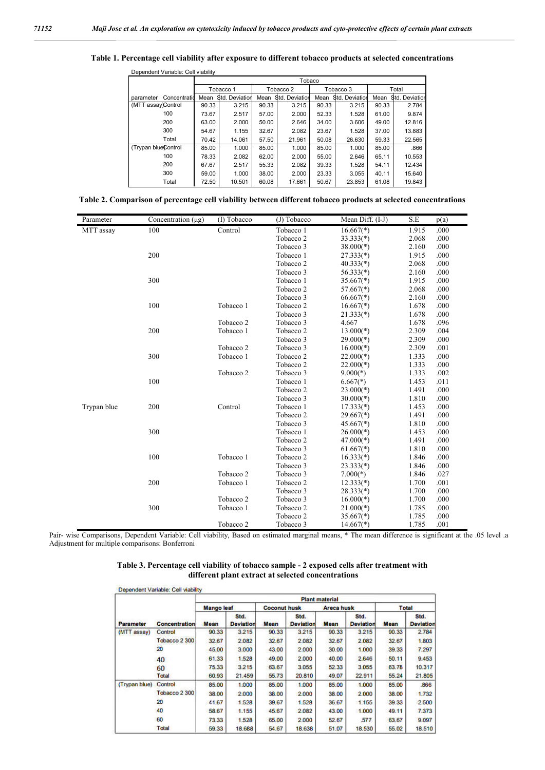**Table 1. Percentage cell viability after exposure to different tobacco products at selected concentrations**

Dependent Variable: Cell viability

| | | Tobaco | | | | | | | |
|---|---|---|---|---|---|---|---|---|---|
| | | Tobacco 1 | | Tobacco 2 | | Tobacco 3 | | Total | |
| parameter | Concentration | Mean | Std. Deviation | Mean | Std. Deviation | Mean | Std. Deviation | Mean | Std. Deviation |
| (MTT assay) | Control | 90.33 | 3.215 | 90.33 | 3.215 | 90.33 | 3.215 | 90.33 | 2.784 |
| | 100 | 73.67 | 2.517 | 57.00 | 2.000 | 52.33 | 1.528 | 61.00 | 9.874 |
| | 200 | 63.00 | 2.000 | 50.00 | 2.646 | 34.00 | 3.606 | 49.00 | 12.816 |
| | 300 | 54.67 | 1.155 | 32.67 | 2.082 | 23.67 | 1.528 | 37.00 | 13.883 |
| | Total | 70.42 | 14.061 | 57.50 | 21.961 | 50.08 | 26.630 | 59.33 | 22.565 |
| (Trypan blue) | Control | 85.00 | 1.000 | 85.00 | 1.000 | 85.00 | 1.000 | 85.00 | .866 |
| | 100 | 78.33 | 2.082 | 62.00 | 2.000 | 55.00 | 2.646 | 65.11 | 10.553 |
| | 200 | 67.67 | 2.517 | 55.33 | 2.082 | 39.33 | 1.528 | 54.11 | 12.434 |
| | 300 | 59.00 | 1.000 | 38.00 | 2.000 | 23.33 | 3.055 | 40.11 | 15.640 |
| | Total | 72.50 | 10.501 | 60.08 | 17.661 | 50.67 | 23.853 | 61.08 | 19.843 |

**Table 2. Comparison of percentage cell viability between different tobacco products at selected concentrations**

| Parameter | Concentration (µg) | (I) Tobacco | (J) Tobacco | Mean Diff. (I-J) | S.E | p(a) |
|---|---|---|---|---|---|---|
| MTT assay | 100 | Control | Tobacco 1 | 16.667(*) | 1.915 | .000 |
| | | | Tobacco 2 | 33.333(*) | 2.068 | .000 |
| | | | Tobacco 3 | 38.000(*) | 2.160 | .000 |
| | 200 | | Tobacco 1 | 27.333(*) | 1.915 | .000 |
| | | | Tobacco 2 | 40.333(*) | 2.068 | .000 |
| | | | Tobacco 3 | 56.333(*) | 2.160 | .000 |
| | 300 | | Tobacco 1 | 35.667(*) | 1.915 | .000 |
| | | | Tobacco 2 | 57.667(*) | 2.068 | .000 |
| | | | Tobacco 3 | 66.667(*) | 2.160 | .000 |
| | 100 | Tobacco 1 | Tobacco 2 | 16.667(*) | 1.678 | .000 |
| | | | Tobacco 3 | 21.333(*) | 1.678 | .000 |
| | | Tobacco 2 | Tobacco 3 | 4.667 | 1.678 | .096 |
| | 200 | Tobacco 1 | Tobacco 2 | 13.000(*) | 2.309 | .004 |
| | | | Tobacco 3 | 29.000(*) | 2.309 | .000 |
| | | Tobacco 2 | Tobacco 3 | 16.000(*) | 2.309 | .001 |
| | 300 | Tobacco 1 | Tobacco 2 | 22.000(*) | 1.333 | .000 |
| | | | Tobacco 2 | 22.000(*) | 1.333 | .000 |
| | | Tobacco 2 | Tobacco 3 | 9.000(*) | 1.333 | .002 |
| | 100 | | Tobacco 1 | 6.667(*) | 1.453 | .011 |
| | | | Tobacco 2 | 23.000(*) | 1.491 | .000 |
| | | | Tobacco 3 | 30.000(*) | 1.810 | .000 |
| Trypan blue | 200 | Control | Tobacco 1 | 17.333(*) | 1.453 | .000 |
| | | | Tobacco 2 | 29.667(*) | 1.491 | .000 |
| | | | Tobacco 3 | 45.667(*) | 1.810 | .000 |
| | 300 | | Tobacco 1 | 26.000(*) | 1.453 | .000 |
| | | | Tobacco 2 | 47.000(*) | 1.491 | .000 |
| | | | Tobacco 3 | 61.667(*) | 1.810 | .000 |
| | 100 | Tobacco 1 | Tobacco 2 | 16.333(*) | 1.846 | .000 |
| | | | Tobacco 3 | 23.333(*) | 1.846 | .000 |
| | | Tobacco 2 | Tobacco 3 | 7.000(*) | 1.846 | .027 |
| | 200 | Tobacco 1 | Tobacco 2 | 12.333(*) | 1.700 | .001 |
| | | | Tobacco 3 | 28.333(*) | 1.700 | .000 |
| | | Tobacco 2 | Tobacco 3 | 16.000(*) | 1.700 | .000 |
| | 300 | Tobacco 1 | Tobacco 2 | 21.000(*) | 1.785 | .000 |
| | | | Tobacco 2 | 35.667(*) | 1.785 | .000 |
| | | Tobacco 2 | Tobacco 3 | 14.667(*) | 1.785 | .001 |

Pair- wise Comparisons, Dependent Variable: Cell viability, Based on estimated marginal means, * The mean difference is significant at the .05 level .a Adjustment for multiple comparisons: Bonferroni

**Table 3. Percentage cell viability of tobacco sample - 2 exposed cells after treatment with different plant extract at selected concentrations**

Dependent Variable: Cell viability

| | | Plant material | | | | | | | |
|---|---|---|---|---|---|---|---|---|---|
| | | Mango leaf | | Coconut husk | | Areca husk | | Total | |
| Parameter | Concentration | Mean | Std. Deviation | Mean | Std. Deviation | Mean | Std. Deviation | Mean | Std. Deviation |
| (MTT assay) | Control | 90.33 | 3.215 | 90.33 | 3.215 | 90.33 | 3.215 | 90.33 | 2.784 |
| | Tobacco 2 300 | 32.67 | 2.082 | 32.67 | 2.082 | 32.67 | 2.082 | 32.67 | 1.803 |
| | 20 | 45.00 | 3.000 | 43.00 | 2.000 | 30.00 | 1.000 | 39.33 | 7.297 |
| | 40 | 61.33 | 1.528 | 49.00 | 2.000 | 40.00 | 2.646 | 50.11 | 9.453 |
| | 60 | 75.33 | 3.215 | 63.67 | 3.055 | 52.33 | 3.055 | 63.78 | 10.317 |
| | Total | 60.93 | 21.459 | 55.73 | 20.810 | 49.07 | 22.911 | 55.24 | 21.805 |
| (Trypan blue) | Control | 85.00 | 1.000 | 85.00 | 1.000 | 85.00 | 1.000 | 85.00 | .866 |
| | Tobacco 2 300 | 38.00 | 2.000 | 38.00 | 2.000 | 38.00 | 2.000 | 38.00 | 1.732 |
| | 20 | 41.67 | 1.528 | 39.67 | 1.528 | 36.67 | 1.155 | 39.33 | 2.500 |
| | 40 | 58.67 | 1.155 | 45.67 | 2.082 | 43.00 | 1.000 | 49.11 | 7.373 |
| | 60 | 73.33 | 1.528 | 65.00 | 2.000 | 52.67 | .577 | 63.67 | 9.097 |
| | Total | 59.33 | 18.688 | 54.67 | 18.638 | 51.07 | 18.530 | 55.02 | 18.510 |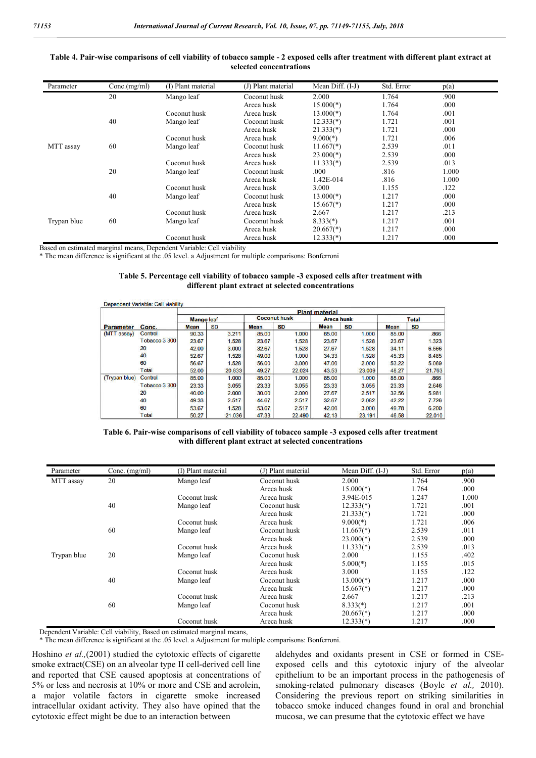**Table 4. Pair-wise comparisons of cell viability of tobacco sample - 2 exposed cells after treatment with different plant extract at selected concentrations**

| Parameter | Conc.(mg/ml) | (I) Plant material | (J) Plant material | Mean Diff. (I-J) | Std. Error | p(a) |
|---|---|---|---|---|---|---|
| MTT assay | 20 | Mango leaf | Coconut husk | 2.000 | 1.764 | .900 |
| | | | Areca husk | 15.000(*) | 1.764 | .000 |
| | | Coconut husk | Areca husk | 13.000(*) | 1.764 | .001 |
| | 40 | Mango leaf | Coconut husk | 12.333(*) | 1.721 | .001 |
| | | | Areca husk | 21.333(*) | 1.721 | .000 |
| | | Coconut husk | Areca husk | 9.000(*) | 1.721 | .006 |
| | 60 | Mango leaf | Coconut husk | 11.667(*) | 2.539 | .011 |
| | | | Areca husk | 23.000(*) | 2.539 | .000 |
| | | Coconut husk | Areca husk | 11.333(*) | 2.539 | .013 |
| Trypan blue | 20 | Mango leaf | Coconut husk | .000 | .816 | 1.000 |
| | | | Areca husk | 1.42E-014 | .816 | 1.000 |
| | | Coconut husk | Areca husk | 3.000 | 1.155 | .122 |
| | 40 | Mango leaf | Coconut husk | 13.000(*) | 1.217 | .000 |
| | | | Areca husk | 15.667(*) | 1.217 | .000 |
| | | Coconut husk | Areca husk | 2.667 | 1.217 | .213 |
| | 60 | Mango leaf | Coconut husk | 8.333(*) | 1.217 | .001 |
| | | | Areca husk | 20.667(*) | 1.217 | .000 |
| | | Coconut husk | Areca husk | 12.333(*) | 1.217 | .000 |

Based on estimated marginal means, Dependent Variable: Cell viability
* The mean difference is significant at the .05 level. a Adjustment for multiple comparisons: Bonferroni

**Table 5. Percentage cell viability of tobacco sample -3 exposed cells after treatment with different plant extract at selected concentrations**

Dependent Variable: Cell viability

| | | Plant material | | | | | | | |
|---|---|---|---|---|---|---|---|---|---|
| | | Mango leaf | | Coconut husk | | Areca husk | | Total | |
| Parameter | Conc. | Mean | SD | Mean | SD | Mean | SD | Mean | SD |
| (MTT assay) | Control | 90.33 | 3.211 | 85.00 | 1.000 | 85.00 | 1.000 | 85.00 | .866 |
| | Tobacco 3 300 | 23.67 | 1.528 | 23.67 | 1.528 | 23.67 | 1.528 | 23.67 | 1.323 |
| | 20 | 42.00 | 3.000 | 32.67 | 1.528 | 27.67 | 1.528 | 34.11 | 6.566 |
| | 40 | 52.67 | 1.528 | 49.00 | 1.000 | 34.33 | 1.528 | 45.33 | 8.485 |
| | 60 | 56.67 | 1.528 | 56.00 | 3.000 | 47.00 | 2.000 | 53.22 | 5.069 |
| | Total | 52.00 | 20.833 | 49.27 | 22.024 | 43.53 | 23.009 | 48.27 | 21.763 |
| (Trypan blue) | Control | 85.00 | 1.000 | 85.00 | 1.000 | 85.00 | 1.000 | 85.00 | .866 |
| | Tobacco 3 300 | 23.33 | 3.055 | 23.33 | 3.055 | 23.33 | 3.055 | 23.33 | 2.646 |
| | 20 | 40.00 | 2.000 | 30.00 | 2.000 | 27.67 | 2.517 | 32.56 | 5.981 |
| | 40 | 49.33 | 2.517 | 44.67 | 2.517 | 32.67 | 2.082 | 42.22 | 7.726 |
| | 60 | 53.67 | 1.528 | 53.67 | 2.517 | 42.00 | 3.000 | 49.78 | 6.200 |
| | Total | 50.27 | 21.036 | 47.33 | 22.490 | 42.13 | 23.191 | 46.58 | 22.010 |

**Table 6. Pair-wise comparisons of cell viability of tobacco sample -3 exposed cells after treatment with different plant extract at selected concentrations**

| Parameter | Conc. (mg/ml) | (I) Plant material | (J) Plant material | Mean Diff. (I-J) | Std. Error | p(a) |
|---|---|---|---|---|---|---|
| MTT assay | 20 | Mango leaf | Coconut husk | 2.000 | 1.764 | .900 |
| | | | Areca husk | 15.000(*) | 1.764 | .000 |
| | | Coconut husk | Areca husk | 3.94E-015 | 1.247 | 1.000 |
| | 40 | Mango leaf | Coconut husk | 12.333(*) | 1.721 | .001 |
| | | | Areca husk | 21.333(*) | 1.721 | .000 |
| | | Coconut husk | Areca husk | 9.000(*) | 1.721 | .006 |
| | 60 | Mango leaf | Coconut husk | 11.667(*) | 2.539 | .011 |
| | | | Areca husk | 23.000(*) | 2.539 | .000 |
| | | Coconut husk | Areca husk | 11.333(*) | 2.539 | .013 |
| Trypan blue | 20 | Mango leaf | Coconut husk | 2.000 | 1.155 | .402 |
| | | | Areca husk | 5.000(*) | 1.155 | .015 |
| | | Coconut husk | Areca husk | 3.000 | 1.155 | .122 |
| | 40 | Mango leaf | Coconut husk | 13.000(*) | 1.217 | .000 |
| | | | Areca husk | 15.667(*) | 1.217 | .000 |
| | | Coconut husk | Areca husk | 2.667 | 1.217 | .213 |
| | 60 | Mango leaf | Coconut husk | 8.333(*) | 1.217 | .001 |
| | | | Areca husk | 20.667(*) | 1.217 | .000 |
| | | Coconut husk | Areca husk | 12.333(*) | 1.217 | .000 |

Dependent Variable: Cell viability, Based on estimated marginal means,
* The mean difference is significant at the .05 level. a Adjustment for multiple comparisons: Bonferroni.

Hoshino *et al.*,(2001) studied the cytotoxic effects of cigarette smoke extract(CSE) on an alveolar type II cell-derived cell line and reported that CSE caused apoptosis at concentrations of 5% or less and necrosis at 10% or more and CSE and acrolein, a major volatile factors in cigarette smoke increased intracellular oxidant activity. They also have opined that the cytotoxic effect might be due to an interaction between aldehydes and oxidants present in CSE or formed in CSE-exposed cells and this cytotoxic injury of the alveolar epithelium to be an important process in the pathogenesis of smoking-related pulmonary diseases (Boyle *et al.,* 2010). Considering the previous report on striking similarities in tobacco smoke induced changes found in oral and bronchial mucosa, we can presume that the cytotoxic effect we have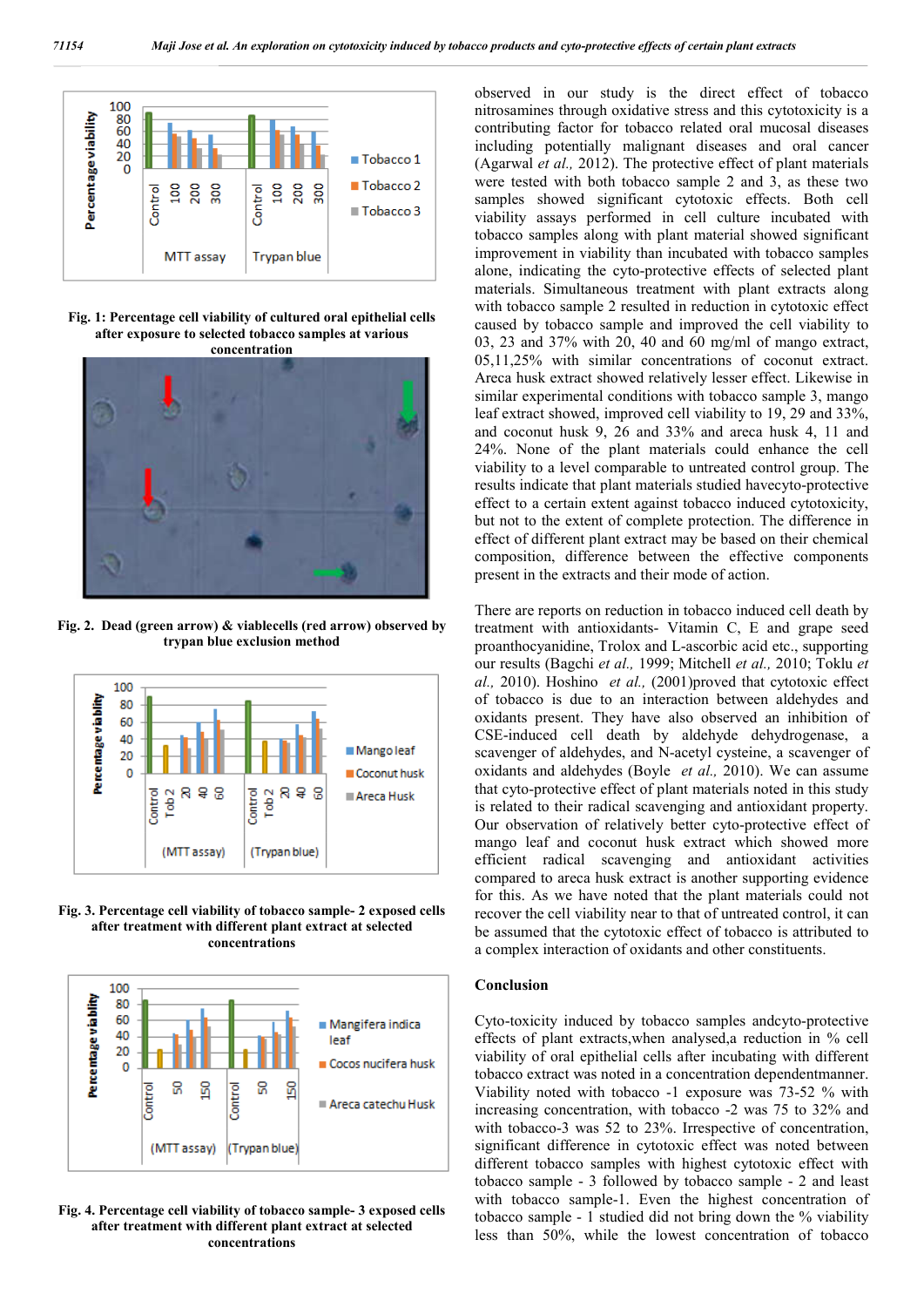Fig. 1: Percentage cell viability of cultured oral epithelial cells after exposure to selected tobacco samples at various concentration

Fig. 2. Dead (green arrow) & viablecells (red arrow) observed by trypan blue exclusion method

Fig. 3. Percentage cell viability of tobacco sample- 2 exposed cells after treatment with different plant extract at selected concentrations

Fig. 4. Percentage cell viability of tobacco sample- 3 exposed cells after treatment with different plant extract at selected concentrations

observed in our study is the direct effect of tobacco nitrosamines through oxidative stress and this cytotoxicity is a contributing factor for tobacco related oral mucosal diseases including potentially malignant diseases and oral cancer (Agarwal *et al.,* 2012). The protective effect of plant materials were tested with both tobacco sample 2 and 3, as these two samples showed significant cytotoxic effects. Both cell viability assays performed in cell culture incubated with tobacco samples along with plant material showed significant improvement in viability than incubated with tobacco samples alone, indicating the cyto-protective effects of selected plant materials. Simultaneous treatment with plant extracts along with tobacco sample 2 resulted in reduction in cytotoxic effect caused by tobacco sample and improved the cell viability to 03, 23 and 37% with 20, 40 and 60 mg/ml of mango extract, 05,11,25% with similar concentrations of coconut extract. Areca husk extract showed relatively lesser effect. Likewise in similar experimental conditions with tobacco sample 3, mango leaf extract showed, improved cell viability to 19, 29 and 33%, and coconut husk 9, 26 and 33% and areca husk 4, 11 and 24%. None of the plant materials could enhance the cell viability to a level comparable to untreated control group. The results indicate that plant materials studied havecyto-protective effect to a certain extent against tobacco induced cytotoxicity, but not to the extent of complete protection. The difference in effect of different plant extract may be based on their chemical composition, difference between the effective components present in the extracts and their mode of action.

There are reports on reduction in tobacco induced cell death by treatment with antioxidants- Vitamin C, E and grape seed proanthocyanidine, Trolox and L-ascorbic acid etc., supporting our results (Bagchi *et al.,* 1999; Mitchell *et al.,* 2010; Toklu *et al.,* 2010). Hoshino *et al.,* (2001)proved that cytotoxic effect of tobacco is due to an interaction between aldehydes and oxidants present. They have also observed an inhibition of CSE-induced cell death by aldehyde dehydrogenase, a scavenger of aldehydes, and N-acetyl cysteine, a scavenger of oxidants and aldehydes (Boyle *et al.,* 2010). We can assume that cyto-protective effect of plant materials noted in this study is related to their radical scavenging and antioxidant property. Our observation of relatively better cyto-protective effect of mango leaf and coconut husk extract which showed more efficient radical scavenging and antioxidant activities compared to areca husk extract is another supporting evidence for this. As we have noted that the plant materials could not recover the cell viability near to that of untreated control, it can be assumed that the cytotoxic effect of tobacco is attributed to a complex interaction of oxidants and other constituents.

## Conclusion

Cyto-toxicity induced by tobacco samples andcyto-protective effects of plant extracts,when analysed,a reduction in % cell viability of oral epithelial cells after incubating with different tobacco extract was noted in a concentration dependentmanner. Viability noted with tobacco -1 exposure was 73-52 % with increasing concentration, with tobacco -2 was 75 to 32% and with tobacco-3 was 52 to 23%. Irrespective of concentration, significant difference in cytotoxic effect was noted between different tobacco samples with highest cytotoxic effect with tobacco sample - 3 followed by tobacco sample - 2 and least with tobacco sample-1. Even the highest concentration of tobacco sample - 1 studied did not bring down the % viability less than 50%, while the lowest concentration of tobacco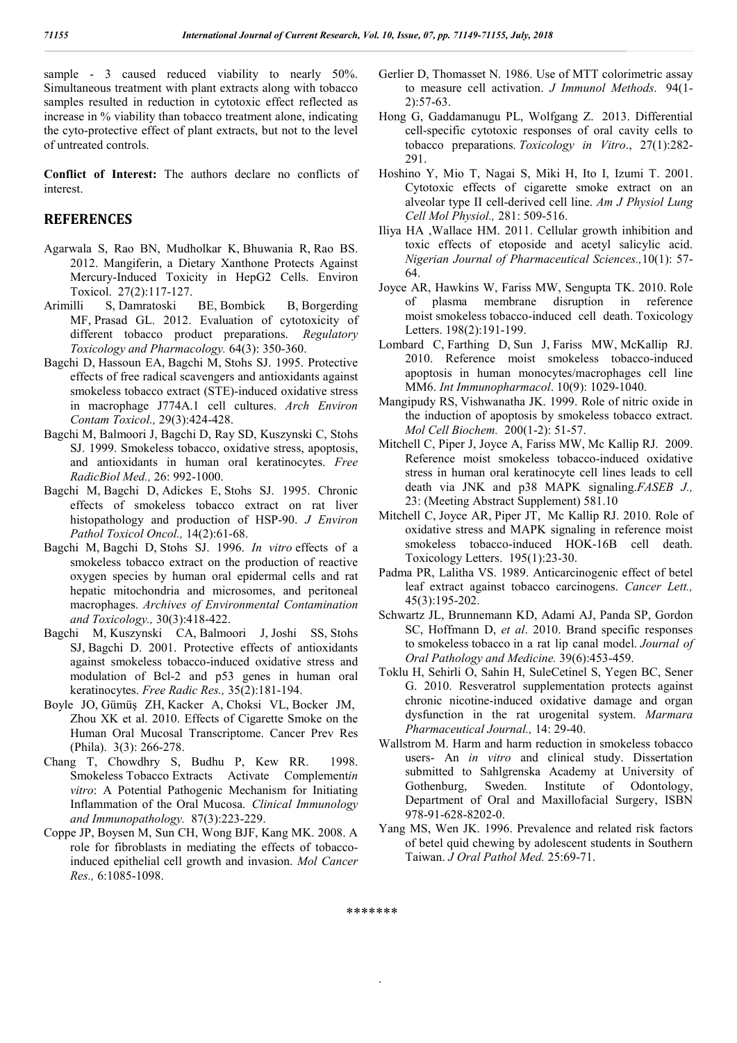sample - 3 caused reduced viability to nearly 50%. Simultaneous treatment with plant extracts along with tobacco samples resulted in reduction in cytotoxic effect reflected as increase in % viability than tobacco treatment alone, indicating the cyto-protective effect of plant extracts, but not to the level of untreated controls.

**Conflict of Interest:** The authors declare no conflicts of interest.

## REFERENCES

- Agarwala S, Rao BN, Mudholkar K, Bhuwania R, Rao BS. 2012. Mangiferin, a Dietary Xanthone Protects Against Mercury-Induced Toxicity in HepG2 Cells. Environ Toxicol. 27(2):117-127.
- Arimilli S, Damratoski BE, Bombick B, Borgerding MF, Prasad GL. 2012. Evaluation of cytotoxicity of different tobacco product preparations. *Regulatory Toxicology and Pharmacology.* 64(3): 350-360.
- Bagchi D, Hassoun EA, Bagchi M, Stohs SJ. 1995. Protective effects of free radical scavengers and antioxidants against smokeless tobacco extract (STE)-induced oxidative stress in macrophage J774A.1 cell cultures. *Arch Environ Contam Toxicol.,* 29(3):424-428.
- Bagchi M, Balmoori J, Bagchi D, Ray SD, Kuszynski C, Stohs SJ. 1999. Smokeless tobacco, oxidative stress, apoptosis, and antioxidants in human oral keratinocytes. *Free RadicBiol Med.,* 26: 992-1000.
- Bagchi M, Bagchi D, Adickes E, Stohs SJ. 1995. Chronic effects of smokeless tobacco extract on rat liver histopathology and production of HSP-90. *J Environ Pathol Toxicol Oncol.,* 14(2):61-68.
- Bagchi M, Bagchi D, Stohs SJ. 1996. *In vitro* effects of a smokeless tobacco extract on the production of reactive oxygen species by human oral epidermal cells and rat hepatic mitochondria and microsomes, and peritoneal macrophages. *Archives of Environmental Contamination and Toxicology.,* 30(3):418-422.
- Bagchi M, Kuszynski CA, Balmoori J, Joshi SS, Stohs SJ, Bagchi D. 2001. Protective effects of antioxidants against smokeless tobacco-induced oxidative stress and modulation of Bcl-2 and p53 genes in human oral keratinocytes. *Free Radic Res.,* 35(2):181-194.
- Boyle JO, Gümüş ZH, Kacker A, Choksi VL, Bocker JM, Zhou XK et al. 2010. Effects of Cigarette Smoke on the Human Oral Mucosal Transcriptome. Cancer Prev Res (Phila). 3(3): 266-278.
- Chang T, Chowdhry S, Budhu P, Kew RR. 1998. Smokeless Tobacco Extracts Activate Complement*in vitro*: A Potential Pathogenic Mechanism for Initiating Inflammation of the Oral Mucosa. *Clinical Immunology and Immunopathology.* 87(3):223-229.
- Coppe JP, Boysen M, Sun CH, Wong BJF, Kang MK. 2008. A role for fibroblasts in mediating the effects of tobacco-induced epithelial cell growth and invasion. *Mol Cancer Res.,* 6:1085-1098.
- Gerlier D, Thomasset N. 1986. Use of MTT colorimetric assay to measure cell activation. *J Immunol Methods*. 94(1-2):57-63.
- Hong G, Gaddamanugu PL, Wolfgang Z. 2013. Differential cell-specific cytotoxic responses of oral cavity cells to tobacco preparations. *Toxicology in Vitro*., 27(1):282-291.
- Hoshino Y, Mio T, Nagai S, Miki H, Ito I, Izumi T. 2001. Cytotoxic effects of cigarette smoke extract on an alveolar type II cell-derived cell line. *Am J Physiol Lung Cell Mol Physiol.,* 281: 509-516.
- Iliya HA ,Wallace HM. 2011. Cellular growth inhibition and toxic effects of etoposide and acetyl salicylic acid. *Nigerian Journal of Pharmaceutical Sciences.,*10(1): 57-64.
- Joyce AR, Hawkins W, Fariss MW, Sengupta TK. 2010. Role of plasma membrane disruption in reference moist smokeless tobacco-induced cell death. Toxicology Letters. 198(2):191-199.
- Lombard C, Farthing D, Sun J, Fariss MW, McKallip RJ. 2010. Reference moist smokeless tobacco-induced apoptosis in human monocytes/macrophages cell line MM6. *Int Immunopharmacol*. 10(9): 1029-1040.
- Mangipudy RS, Vishwanatha JK. 1999. Role of nitric oxide in the induction of apoptosis by smokeless tobacco extract. *Mol Cell Biochem.* 200(1-2): 51-57.
- Mitchell C, Piper J, Joyce A, Fariss MW, Mc Kallip RJ. 2009. Reference moist smokeless tobacco-induced oxidative stress in human oral keratinocyte cell lines leads to cell death via JNK and p38 MAPK signaling.*FASEB J.,* 23: (Meeting Abstract Supplement) 581.10
- Mitchell C, Joyce AR, Piper JT, Mc Kallip RJ. 2010. Role of oxidative stress and MAPK signaling in reference moist smokeless tobacco-induced HOK-16B cell death. Toxicology Letters. 195(1):23-30.
- Padma PR, Lalitha VS. 1989. Anticarcinogenic effect of betel leaf extract against tobacco carcinogens. *Cancer Lett.,* 45(3):195-202.
- Schwartz JL, Brunnemann KD, Adami AJ, Panda SP, Gordon SC, Hoffmann D, *et al*. 2010. Brand specific responses to smokeless tobacco in a rat lip canal model. *Journal of Oral Pathology and Medicine.* 39(6):453-459.
- Toklu H, Sehirli O, Sahin H, SuleCetinel S, Yegen BC, Sener G. 2010. Resveratrol supplementation protects against chronic nicotine-induced oxidative damage and organ dysfunction in the rat urogenital system. *Marmara Pharmaceutical Journal.,* 14: 29-40.
- Wallstrom M. Harm and harm reduction in smokeless tobacco users- An *in vitro* and clinical study. Dissertation submitted to Sahlgrenska Academy at University of Gothenburg, Sweden. Institute of Odontology, Department of Oral and Maxillofacial Surgery, ISBN 978-91-628-8202-0.
- Yang MS, Wen JK. 1996. Prevalence and related risk factors of betel quid chewing by adolescent students in Southern Taiwan. *J Oral Pathol Med.* 25:69-71.

*******